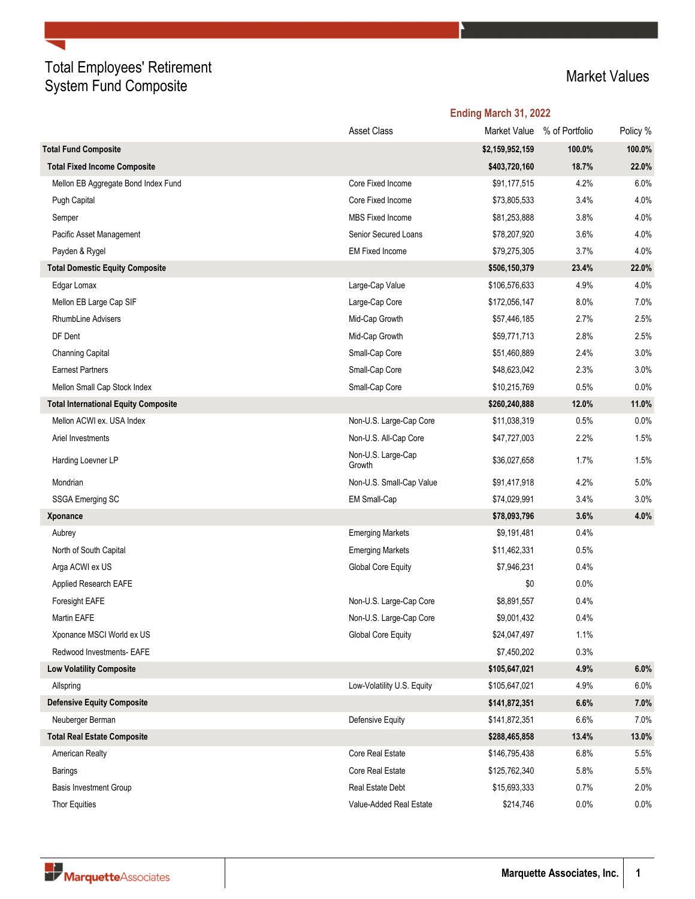# Total Employees' Retirement System Fund Composite

## Market Values

| | Asset Class | Ending March 31, 2022 Market Value | % of Portfolio | Policy % |
|---|---|---|---|---|
| **Total Fund Composite** | | **$2,159,952,159** | **100.0%** | **100.0%** |
| **Total Fixed Income Composite** | | **$403,720,160** | **18.7%** | **22.0%** |
| Mellon EB Aggregate Bond Index Fund | Core Fixed Income | $91,177,515 | 4.2% | 6.0% |
| Pugh Capital | Core Fixed Income | $73,805,533 | 3.4% | 4.0% |
| Semper | MBS Fixed Income | $81,253,888 | 3.8% | 4.0% |
| Pacific Asset Management | Senior Secured Loans | $78,207,920 | 3.6% | 4.0% |
| Payden & Rygel | EM Fixed Income | $79,275,305 | 3.7% | 4.0% |
| **Total Domestic Equity Composite** | | **$506,150,379** | **23.4%** | **22.0%** |
| Edgar Lomax | Large-Cap Value | $106,576,633 | 4.9% | 4.0% |
| Mellon EB Large Cap SIF | Large-Cap Core | $172,056,147 | 8.0% | 7.0% |
| RhumbLine Advisers | Mid-Cap Growth | $57,446,185 | 2.7% | 2.5% |
| DF Dent | Mid-Cap Growth | $59,771,713 | 2.8% | 2.5% |
| Channing Capital | Small-Cap Core | $51,460,889 | 2.4% | 3.0% |
| Earnest Partners | Small-Cap Core | $48,623,042 | 2.3% | 3.0% |
| Mellon Small Cap Stock Index | Small-Cap Core | $10,215,769 | 0.5% | 0.0% |
| **Total International Equity Composite** | | **$260,240,888** | **12.0%** | **11.0%** |
| Mellon ACWI ex. USA Index | Non-U.S. Large-Cap Core | $11,038,319 | 0.5% | 0.0% |
| Ariel Investments | Non-U.S. All-Cap Core | $47,727,003 | 2.2% | 1.5% |
| Harding Loevner LP | Non-U.S. Large-Cap Growth | $36,027,658 | 1.7% | 1.5% |
| Mondrian | Non-U.S. Small-Cap Value | $91,417,918 | 4.2% | 5.0% |
| SSGA Emerging SC | EM Small-Cap | $74,029,991 | 3.4% | 3.0% |
| **Xponance** | | **$78,093,796** | **3.6%** | **4.0%** |
| Aubrey | Emerging Markets | $9,191,481 | 0.4% | |
| North of South Capital | Emerging Markets | $11,462,331 | 0.5% | |
| Arga ACWI ex US | Global Core Equity | $7,946,231 | 0.4% | |
| Applied Research EAFE | | $0 | 0.0% | |
| Foresight EAFE | Non-U.S. Large-Cap Core | $8,891,557 | 0.4% | |
| Martin EAFE | Non-U.S. Large-Cap Core | $9,001,432 | 0.4% | |
| Xponance MSCI World ex US | Global Core Equity | $24,047,497 | 1.1% | |
| Redwood Investments- EAFE | | $7,450,202 | 0.3% | |
| **Low Volatility Composite** | | **$105,647,021** | **4.9%** | **6.0%** |
| Allspring | Low-Volatility U.S. Equity | $105,647,021 | 4.9% | 6.0% |
| **Defensive Equity Composite** | | **$141,872,351** | **6.6%** | **7.0%** |
| Neuberger Berman | Defensive Equity | $141,872,351 | 6.6% | 7.0% |
| **Total Real Estate Composite** | | **$288,465,858** | **13.4%** | **13.0%** |
| American Realty | Core Real Estate | $146,795,438 | 6.8% | 5.5% |
| Barings | Core Real Estate | $125,762,340 | 5.8% | 5.5% |
| Basis Investment Group | Real Estate Debt | $15,693,333 | 0.7% | 2.0% |
| Thor Equities | Value-Added Real Estate | $214,746 | 0.0% | 0.0% |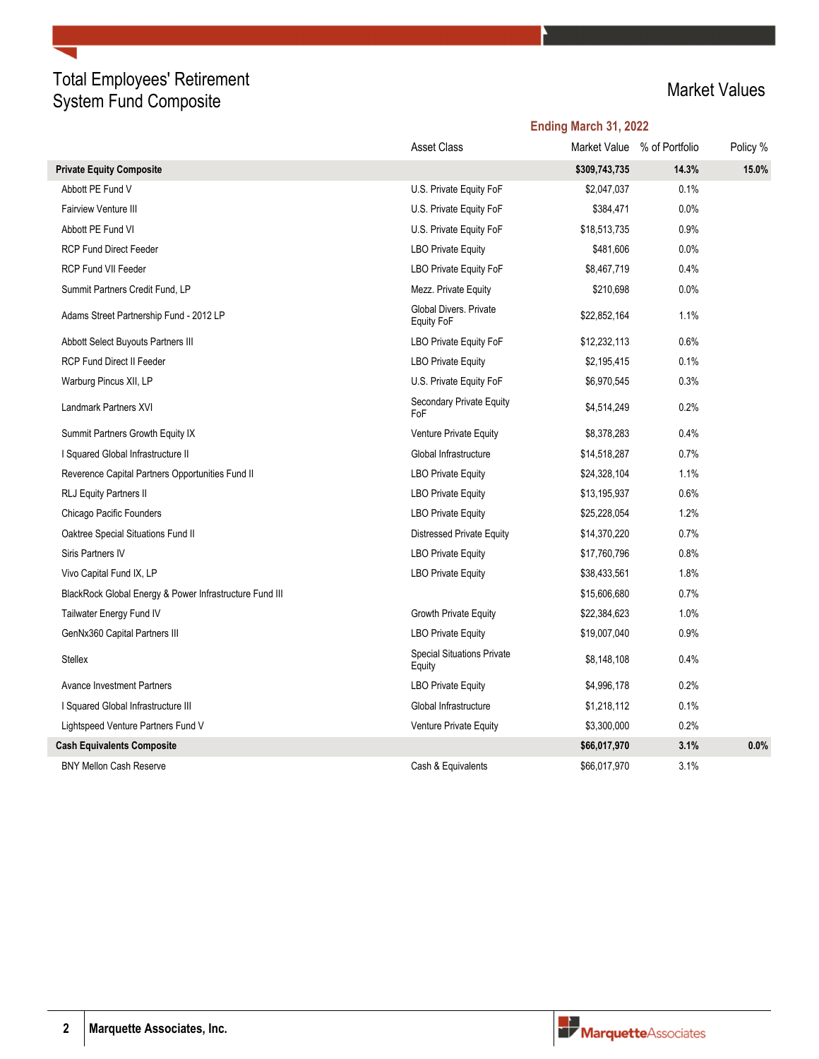# Total Employees' Retirement System Fund Composite

## Market Values

| | Asset Class | Ending March 31, 2022 | | |
|---|---|---|---|---|
| | | Market Value | % of Portfolio | Policy % |
| **Private Equity Composite** | | **$309,743,735** | **14.3%** | **15.0%** |
| Abbott PE Fund V | U.S. Private Equity FoF | $2,047,037 | 0.1% | |
| Fairview Venture III | U.S. Private Equity FoF | $384,471 | 0.0% | |
| Abbott PE Fund VI | U.S. Private Equity FoF | $18,513,735 | 0.9% | |
| RCP Fund Direct Feeder | LBO Private Equity | $481,606 | 0.0% | |
| RCP Fund VII Feeder | LBO Private Equity FoF | $8,467,719 | 0.4% | |
| Summit Partners Credit Fund, LP | Mezz. Private Equity | $210,698 | 0.0% | |
| Adams Street Partnership Fund - 2012 LP | Global Divers. Private Equity FoF | $22,852,164 | 1.1% | |
| Abbott Select Buyouts Partners III | LBO Private Equity FoF | $12,232,113 | 0.6% | |
| RCP Fund Direct II Feeder | LBO Private Equity | $2,195,415 | 0.1% | |
| Warburg Pincus XII, LP | U.S. Private Equity FoF | $6,970,545 | 0.3% | |
| Landmark Partners XVI | Secondary Private Equity FoF | $4,514,249 | 0.2% | |
| Summit Partners Growth Equity IX | Venture Private Equity | $8,378,283 | 0.4% | |
| I Squared Global Infrastructure II | Global Infrastructure | $14,518,287 | 0.7% | |
| Reverence Capital Partners Opportunities Fund II | LBO Private Equity | $24,328,104 | 1.1% | |
| RLJ Equity Partners II | LBO Private Equity | $13,195,937 | 0.6% | |
| Chicago Pacific Founders | LBO Private Equity | $25,228,054 | 1.2% | |
| Oaktree Special Situations Fund II | Distressed Private Equity | $14,370,220 | 0.7% | |
| Siris Partners IV | LBO Private Equity | $17,760,796 | 0.8% | |
| Vivo Capital Fund IX, LP | LBO Private Equity | $38,433,561 | 1.8% | |
| BlackRock Global Energy & Power Infrastructure Fund III | | $15,606,680 | 0.7% | |
| Tailwater Energy Fund IV | Growth Private Equity | $22,384,623 | 1.0% | |
| GenNx360 Capital Partners III | LBO Private Equity | $19,007,040 | 0.9% | |
| Stellex | Special Situations Private Equity | $8,148,108 | 0.4% | |
| Avance Investment Partners | LBO Private Equity | $4,996,178 | 0.2% | |
| I Squared Global Infrastructure III | Global Infrastructure | $1,218,112 | 0.1% | |
| Lightspeed Venture Partners Fund V | Venture Private Equity | $3,300,000 | 0.2% | |
| **Cash Equivalents Composite** | | **$66,017,970** | **3.1%** | **0.0%** |
| BNY Mellon Cash Reserve | Cash & Equivalents | $66,017,970 | 3.1% | |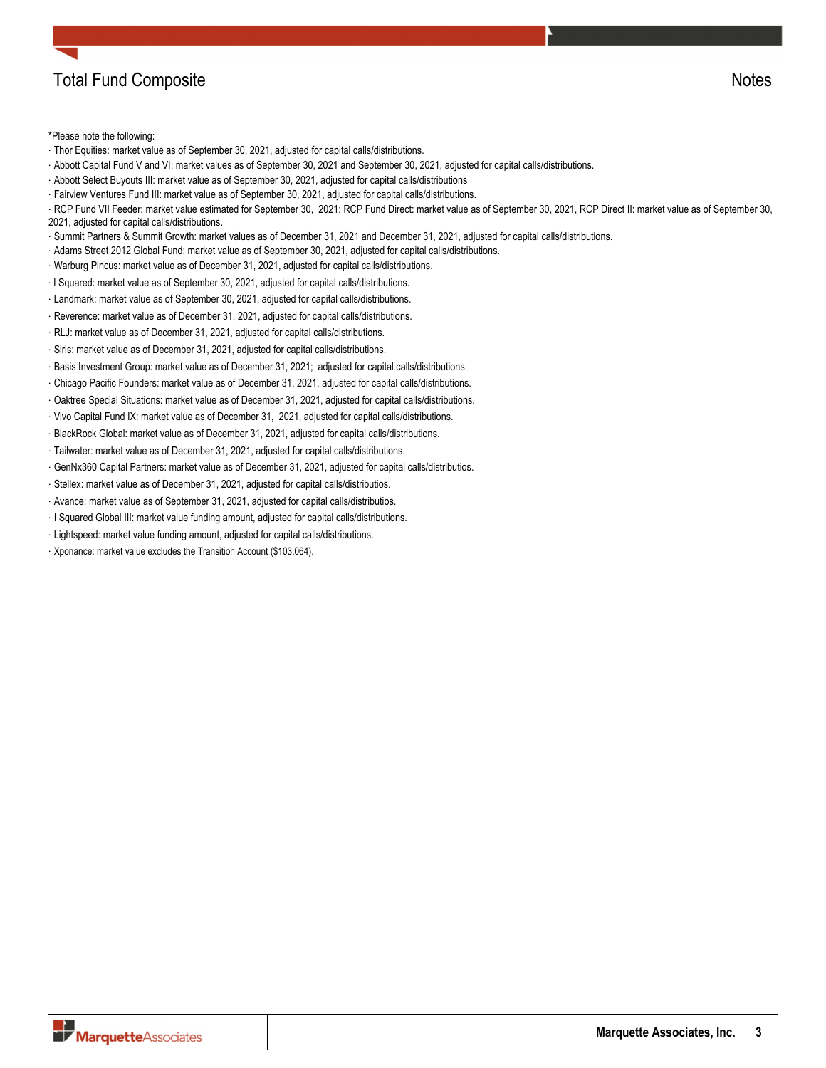# Total Fund Composite

## Notes

*Please note the following:

- Thor Equities: market value as of September 30, 2021, adjusted for capital calls/distributions.
- Abbott Capital Fund V and VI: market values as of September 30, 2021 and September 30, 2021, adjusted for capital calls/distributions.
- Abbott Select Buyouts III: market value as of September 30, 2021, adjusted for capital calls/distributions
- Fairview Ventures Fund III: market value as of September 30, 2021, adjusted for capital calls/distributions.
- RCP Fund VII Feeder: market value estimated for September 30, 2021; RCP Fund Direct: market value as of September 30, 2021, RCP Direct II: market value as of September 30, 2021, adjusted for capital calls/distributions.
- Summit Partners & Summit Growth: market values as of December 31, 2021 and December 31, 2021, adjusted for capital calls/distributions.
- Adams Street 2012 Global Fund: market value as of September 30, 2021, adjusted for capital calls/distributions.
- Warburg Pincus: market value as of December 31, 2021, adjusted for capital calls/distributions.
- I Squared: market value as of September 30, 2021, adjusted for capital calls/distributions.
- Landmark: market value as of September 30, 2021, adjusted for capital calls/distributions.
- Reverence: market value as of December 31, 2021, adjusted for capital calls/distributions.
- RLJ: market value as of December 31, 2021, adjusted for capital calls/distributions.
- Siris: market value as of December 31, 2021, adjusted for capital calls/distributions.
- Basis Investment Group: market value as of December 31, 2021; adjusted for capital calls/distributions.
- Chicago Pacific Founders: market value as of December 31, 2021, adjusted for capital calls/distributions.
- Oaktree Special Situations: market value as of December 31, 2021, adjusted for capital calls/distributions.
- Vivo Capital Fund IX: market value as of December 31, 2021, adjusted for capital calls/distributions.
- BlackRock Global: market value as of December 31, 2021, adjusted for capital calls/distributions.
- Tailwater: market value as of December 31, 2021, adjusted for capital calls/distributions.
- GenNx360 Capital Partners: market value as of December 31, 2021, adjusted for capital calls/distributios.
- Stellex: market value as of December 31, 2021, adjusted for capital calls/distributios.
- Avance: market value as of September 31, 2021, adjusted for capital calls/distributios.
- I Squared Global III: market value funding amount, adjusted for capital calls/distributions.
- Lightspeed: market value funding amount, adjusted for capital calls/distributions.
- Xponance: market value excludes the Transition Account ($103,064).